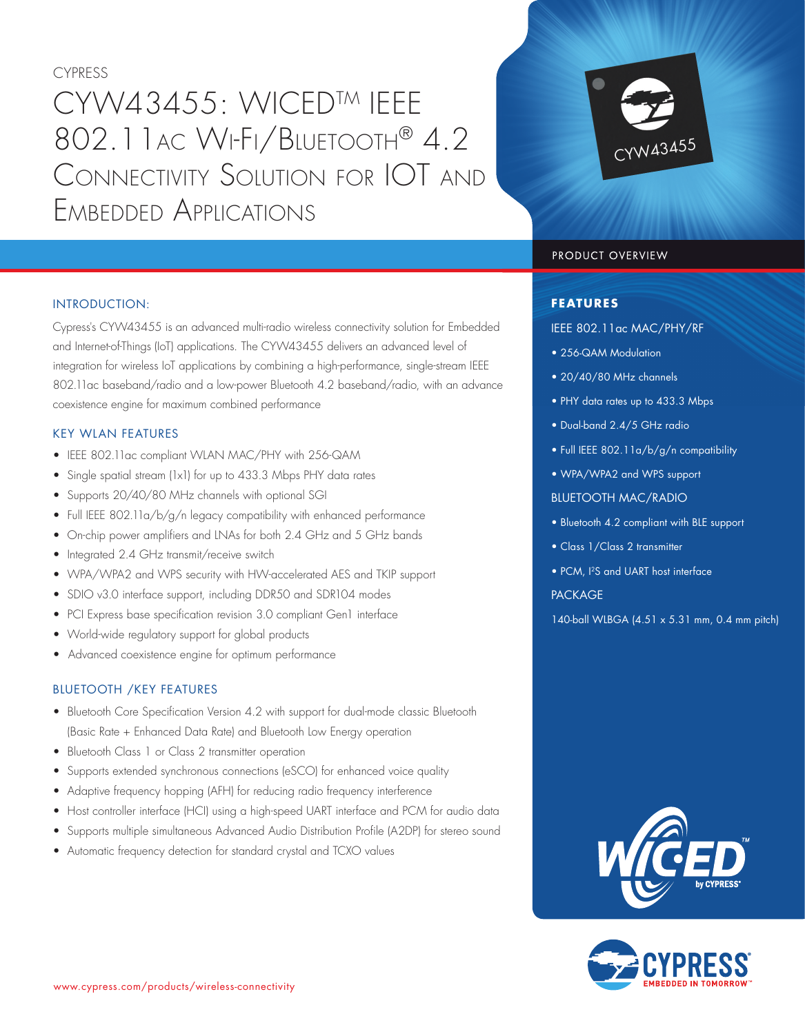CYPRESS

# CYW43455: WICED™ IEEE 802.11ac Wi-Fi/Bluetooth® 4.2 Connectivity Solution for IOT and Embedded Applications

PRODUCT OVERVIEW

## INTRODUCTION:

Cypress's CYW43455 is an advanced multi-radio wireless connectivity solution for Embedded and Internet-of-Things (IoT) applications. The CYW43455 delivers an advanced level of integration for wireless IoT applications by combining a high-performance, single-stream IEEE 802.11ac baseband/radio and a low-power Bluetooth 4.2 baseband/radio, with an advance coexistence engine for maximum combined performance

## KEY WLAN FEATURES

- IEEE 802.11ac compliant WLAN MAC/PHY with 256-QAM
- Single spatial stream (1x1) for up to 433.3 Mbps PHY data rates
- Supports 20/40/80 MHz channels with optional SGI
- Full IEEE 802.11a/b/g/n legacy compatibility with enhanced performance
- On-chip power amplifiers and LNAs for both 2.4 GHz and 5 GHz bands
- Integrated 2.4 GHz transmit/receive switch
- WPA/WPA2 and WPS security with HW-accelerated AES and TKIP support
- SDIO v3.0 interface support, including DDR50 and SDR104 modes
- PCI Express base specification revision 3.0 compliant Gen1 interface
- World-wide regulatory support for global products
- Advanced coexistence engine for optimum performance

## BLUETOOTH /KEY FEATURES

- Bluetooth Core Specification Version 4.2 with support for dual-mode classic Bluetooth (Basic Rate + Enhanced Data Rate) and Bluetooth Low Energy operation
- Bluetooth Class 1 or Class 2 transmitter operation
- Supports extended synchronous connections (eSCO) for enhanced voice quality
- Adaptive frequency hopping (AFH) for reducing radio frequency interference
- Host controller interface (HCI) using a high-speed UART interface and PCM for audio data
- Supports multiple simultaneous Advanced Audio Distribution Profile (A2DP) for stereo sound
- Automatic frequency detection for standard crystal and TCXO values

## FEATURES

### IEEE 802.11ac MAC/PHY/RF

- 256-QAM Modulation
- 20/40/80 MHz channels
- PHY data rates up to 433.3 Mbps
- Dual-band 2.4/5 GHz radio
- Full IEEE 802.11a/b/g/n compatibility
- WPA/WPA2 and WPS support

### BLUETOOTH MAC/RADIO

- Bluetooth 4.2 compliant with BLE support
- Class 1/Class 2 transmitter
- PCM, I²S and UART host interface

### PACKAGE

140-ball WLBGA (4.51 x 5.31 mm, 0.4 mm pitch)

www.cypress.com/products/wireless-connectivity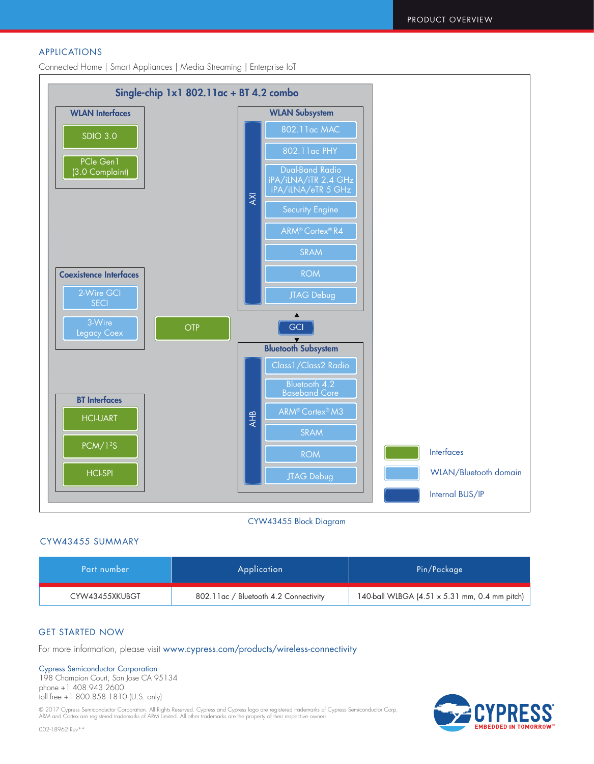## APPLICATIONS

Connected Home | Smart Appliances | Media Streaming | Enterprise IoT

Single-chip 1x1 802.11ac + BT 4.2 combo

WLAN Interfaces
SDIO 3.0
PCIe Gen1 (3.0 Complaint)

WLAN Subsystem
AXI
802.11ac MAC
802.11ac PHY
Dual-Band Radio iPA/iLNA/iTR 2.4 GHz iPA/iLNA/eTR 5 GHz
Security Engine
ARM® Cortex® R4
SRAM
ROM
JTAG Debug

Coexistence Interfaces
2-Wire GCI SECI
3-Wire Legacy Coex

OTP

GCI

Bluetooth Subsystem
AHB
Class1/Class2 Radio
Bluetooth 4.2 Baseband Core
ARM® Cortex® M3
SRAM
ROM
JTAG Debug

BT Interfaces
HCI-UART
PCM/I²S
HCI-SPI

Interfaces
WLAN/Bluetooth domain
Internal BUS/IP

CYW43455 Block Diagram

## CYW43455 SUMMARY

| Part number | Application | Pin/Package |
|---|---|---|
| CYW43455XKUBGT | 802.11ac / Bluetooth 4.2 Connectivity | 140-ball WLBGA (4.51 x 5.31 mm, 0.4 mm pitch) |

## GET STARTED NOW

For more information, please visit www.cypress.com/products/wireless-connectivity

Cypress Semiconductor Corporation
198 Champion Court, San Jose CA 95134
phone +1 408.943.2600
toll free +1 800.858.1810 (U.S. only)

© 2017 Cypress Semiconductor Corporation. All Rights Reserved. Cypress and Cypress logo are registered trademarks of Cypress Semiconductor Corp. ARM and Cortex are registered trademarks of ARM Limited. All other trademarks are the property of their respective owners.

002-18962 Rev**

CYPRESS
EMBEDDED IN TOMORROW™